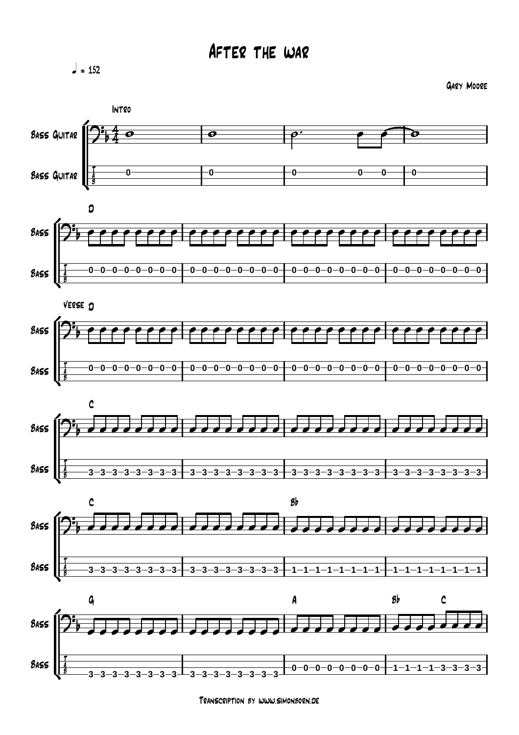# After the war

♩ = 152

Gary Moore

Intro

Bass Guitar

Bass Guitar

D

Bass

Bass

Verse D

Bass

Bass

C

Bass

Bass

C Bb

Bass

Bass

G A Bb C

Bass

Bass

Transcription by www.simonborn.de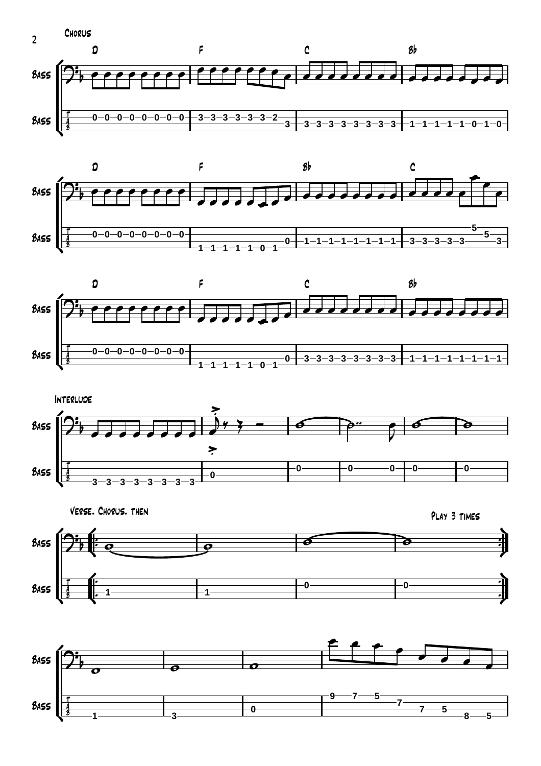## Chorus

D F C Bb

D F Bb C

D F C Bb

## Interlude

Verse, Chorus, then

Play 3 times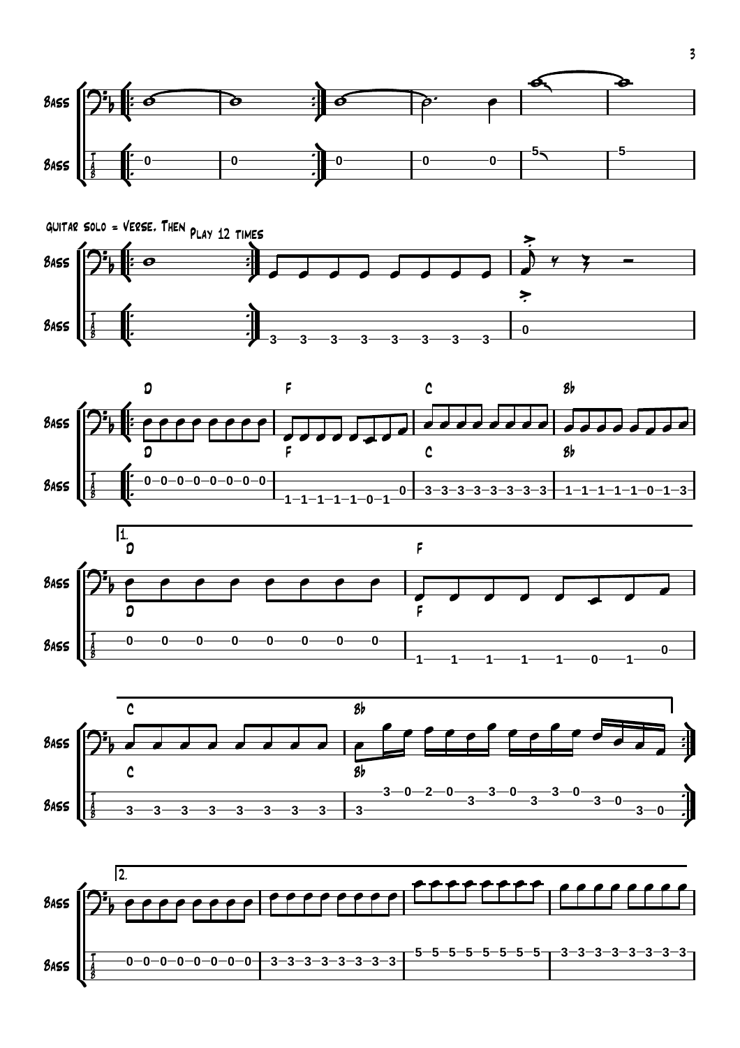GUITAR SOLO = VERSE. THEN

Play 12 times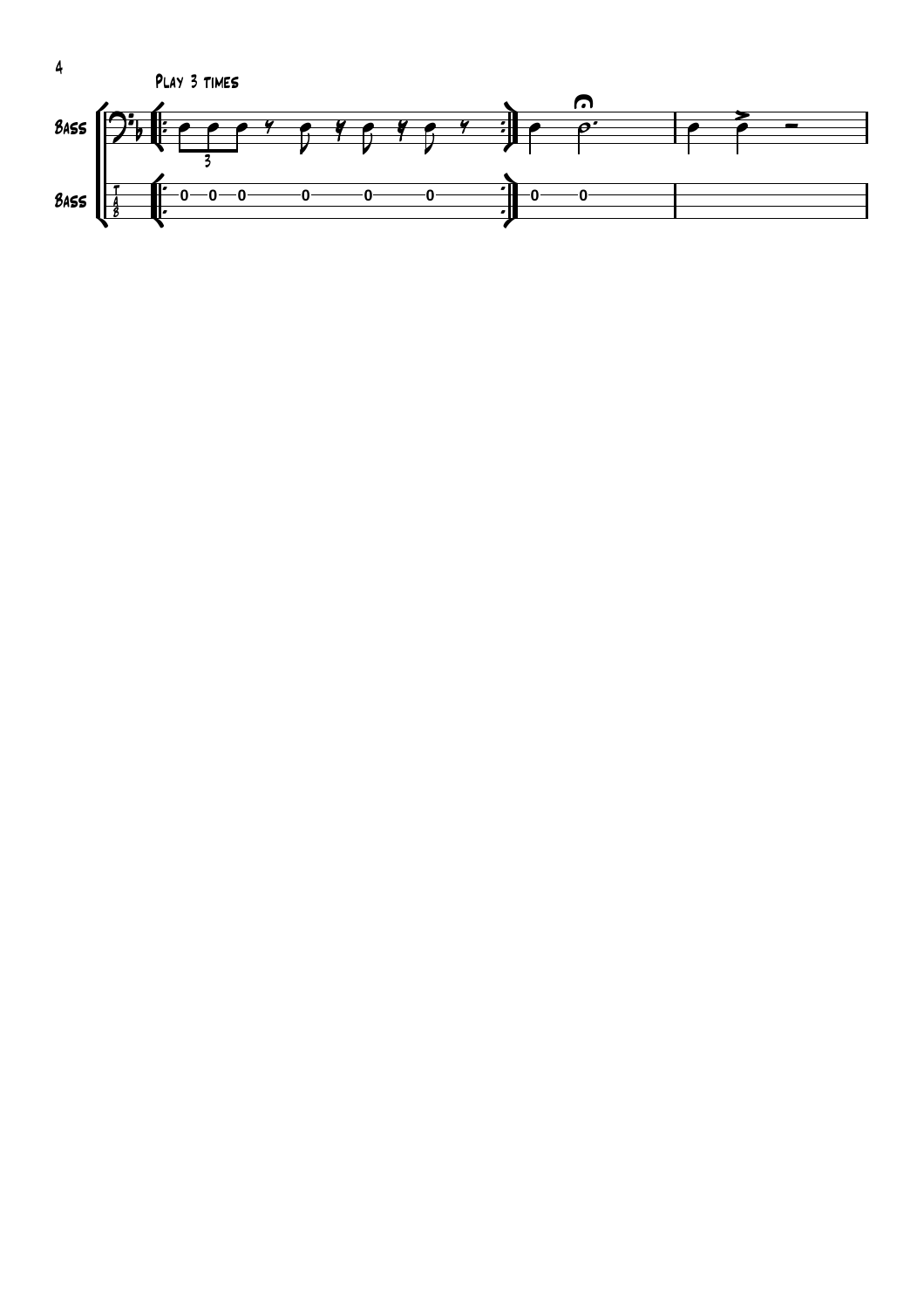Play 3 times

Bass

Bass